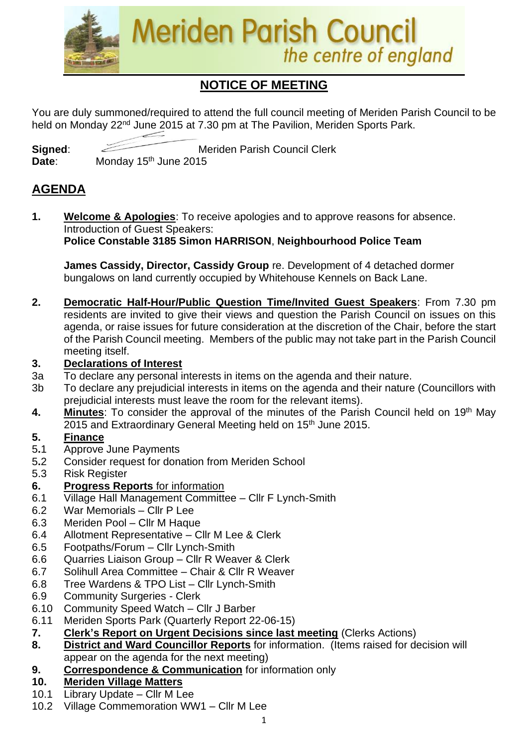# Meriden Parish Council
*the centre of england*

## NOTICE OF MEETING

You are duly summoned/required to attend the full council meeting of Meriden Parish Council to be held on Monday 22nd June 2015 at 7.30 pm at The Pavilion, Meriden Sports Park.

**Signed**: Meriden Parish Council Clerk
**Date**: Monday 15th June 2015

## AGENDA

**1.** **Welcome & Apologies**: To receive apologies and to approve reasons for absence. Introduction of Guest Speakers:
**Police Constable 3185 Simon HARRISON**, **Neighbourhood Police Team**

**James Cassidy, Director, Cassidy Group** re. Development of 4 detached dormer bungalows on land currently occupied by Whitehouse Kennels on Back Lane.

**2.** **Democratic Half-Hour/Public Question Time/Invited Guest Speakers**: From 7.30 pm residents are invited to give their views and question the Parish Council on issues on this agenda, or raise issues for future consideration at the discretion of the Chair, before the start of the Parish Council meeting. Members of the public may not take part in the Parish Council meeting itself.

**3.** **Declarations of Interest**
3a To declare any personal interests in items on the agenda and their nature.
3b To declare any prejudicial interests in items on the agenda and their nature (Councillors with prejudicial interests must leave the room for the relevant items).

**4.** **Minutes**: To consider the approval of the minutes of the Parish Council held on 19th May 2015 and Extraordinary General Meeting held on 15th June 2015.

**5.** **Finance**
5.1 Approve June Payments
5.2 Consider request for donation from Meriden School
5.3 Risk Register

**6.** **Progress Reports** for information
6.1 Village Hall Management Committee – Cllr F Lynch-Smith
6.2 War Memorials – Cllr P Lee
6.3 Meriden Pool – Cllr M Haque
6.4 Allotment Representative – Cllr M Lee & Clerk
6.5 Footpaths/Forum – Cllr Lynch-Smith
6.6 Quarries Liaison Group – Cllr R Weaver & Clerk
6.7 Solihull Area Committee – Chair & Cllr R Weaver
6.8 Tree Wardens & TPO List – Cllr Lynch-Smith
6.9 Community Surgeries - Clerk
6.10 Community Speed Watch – Cllr J Barber
6.11 Meriden Sports Park (Quarterly Report 22-06-15)

**7.** **Clerk's Report on Urgent Decisions since last meeting** (Clerks Actions)

**8.** **District and Ward Councillor Reports** for information. (Items raised for decision will appear on the agenda for the next meeting)

**9.** **Correspondence & Communication** for information only

**10.** **Meriden Village Matters**
10.1 Library Update – Cllr M Lee
10.2 Village Commemoration WW1 – Cllr M Lee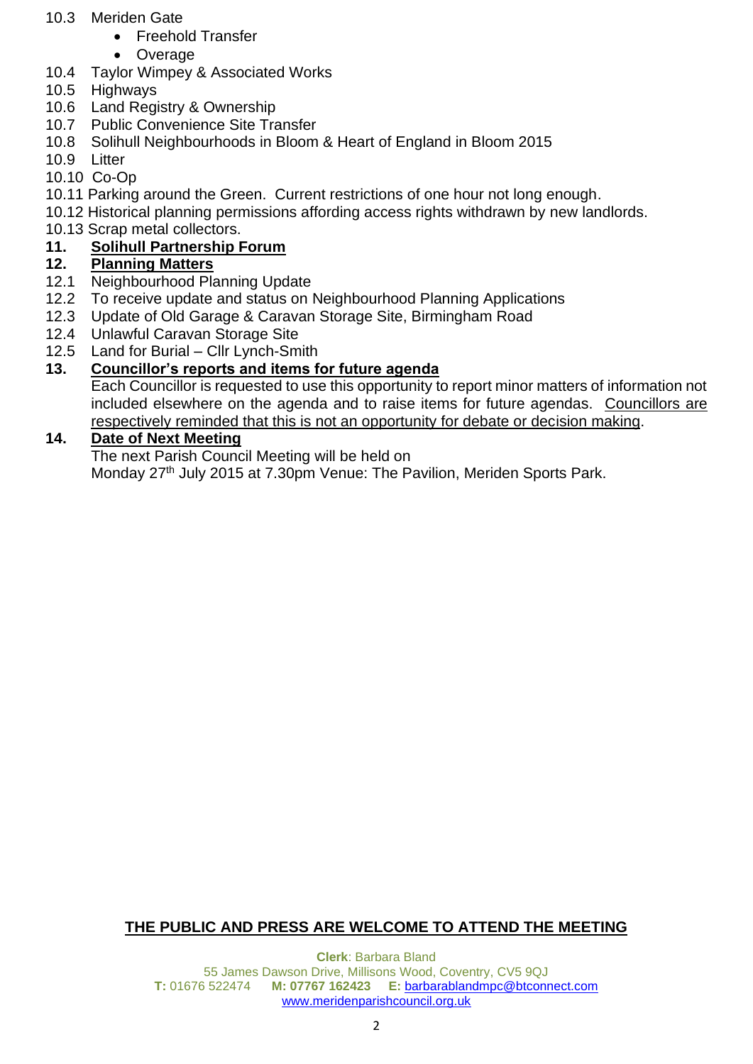10.3 Meriden Gate

- Freehold Transfer
- Overage

10.4 Taylor Wimpey & Associated Works

10.5 Highways

10.6 Land Registry & Ownership

10.7 Public Convenience Site Transfer

10.8 Solihull Neighbourhoods in Bloom & Heart of England in Bloom 2015

10.9 Litter

10.10 Co-Op

10.11 Parking around the Green. Current restrictions of one hour not long enough.

10.12 Historical planning permissions affording access rights withdrawn by new landlords.

10.13 Scrap metal collectors.

**11. Solihull Partnership Forum**

**12. Planning Matters**

12.1 Neighbourhood Planning Update

12.2 To receive update and status on Neighbourhood Planning Applications

12.3 Update of Old Garage & Caravan Storage Site, Birmingham Road

12.4 Unlawful Caravan Storage Site

12.5 Land for Burial – Cllr Lynch-Smith

**13. Councillor's reports and items for future agenda**

Each Councillor is requested to use this opportunity to report minor matters of information not included elsewhere on the agenda and to raise items for future agendas. Councillors are respectively reminded that this is not an opportunity for debate or decision making.

**14. Date of Next Meeting**

The next Parish Council Meeting will be held on
Monday 27th July 2015 at 7.30pm Venue: The Pavilion, Meriden Sports Park.

**THE PUBLIC AND PRESS ARE WELCOME TO ATTEND THE MEETING**

**Clerk**: Barbara Bland
55 James Dawson Drive, Millisons Wood, Coventry, CV5 9QJ
**T:** 01676 522474 **M: 07767 162423** **E:** barbarablandmpc@btconnect.com
www.meridenparishcouncil.org.uk